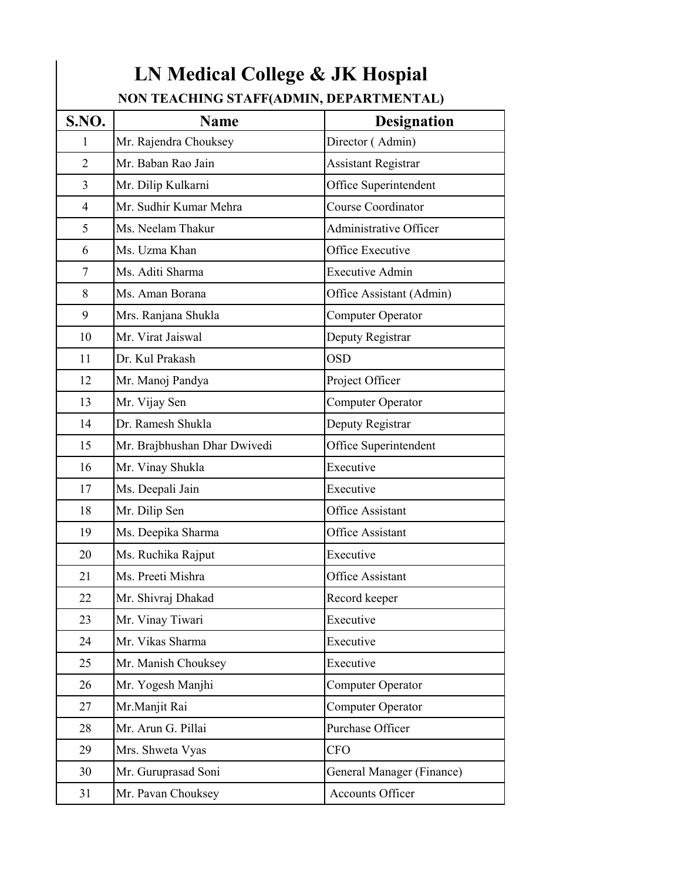# LN Medical College & JK Hospial

## NON TEACHING STAFF(ADMIN, DEPARTMENTAL)

| S.NO. | Name | Designation |
|---|---|---|
| 1 | Mr. Rajendra Chouksey | Director ( Admin) |
| 2 | Mr. Baban Rao Jain | Assistant Registrar |
| 3 | Mr. Dilip Kulkarni | Office Superintendent |
| 4 | Mr. Sudhir Kumar Mehra | Course Coordinator |
| 5 | Ms. Neelam Thakur | Administrative Officer |
| 6 | Ms. Uzma Khan | Office Executive |
| 7 | Ms. Aditi Sharma | Executive Admin |
| 8 | Ms. Aman Borana | Office Assistant (Admin) |
| 9 | Mrs. Ranjana Shukla | Computer Operator |
| 10 | Mr. Virat Jaiswal | Deputy Registrar |
| 11 | Dr. Kul Prakash | OSD |
| 12 | Mr. Manoj Pandya | Project Officer |
| 13 | Mr. Vijay Sen | Computer Operator |
| 14 | Dr. Ramesh Shukla | Deputy Registrar |
| 15 | Mr. Brajbhushan Dhar Dwivedi | Office Superintendent |
| 16 | Mr. Vinay Shukla | Executive |
| 17 | Ms. Deepali Jain | Executive |
| 18 | Mr. Dilip Sen | Office Assistant |
| 19 | Ms. Deepika Sharma | Office Assistant |
| 20 | Ms. Ruchika Rajput | Executive |
| 21 | Ms. Preeti Mishra | Office Assistant |
| 22 | Mr. Shivraj Dhakad | Record keeper |
| 23 | Mr. Vinay Tiwari | Executive |
| 24 | Mr. Vikas Sharma | Executive |
| 25 | Mr. Manish Chouksey | Executive |
| 26 | Mr. Yogesh Manjhi | Computer Operator |
| 27 | Mr.Manjit Rai | Computer Operator |
| 28 | Mr. Arun G. Pillai | Purchase Officer |
| 29 | Mrs. Shweta Vyas | CFO |
| 30 | Mr. Guruprasad Soni | General Manager (Finance) |
| 31 | Mr. Pavan Chouksey | Accounts Officer |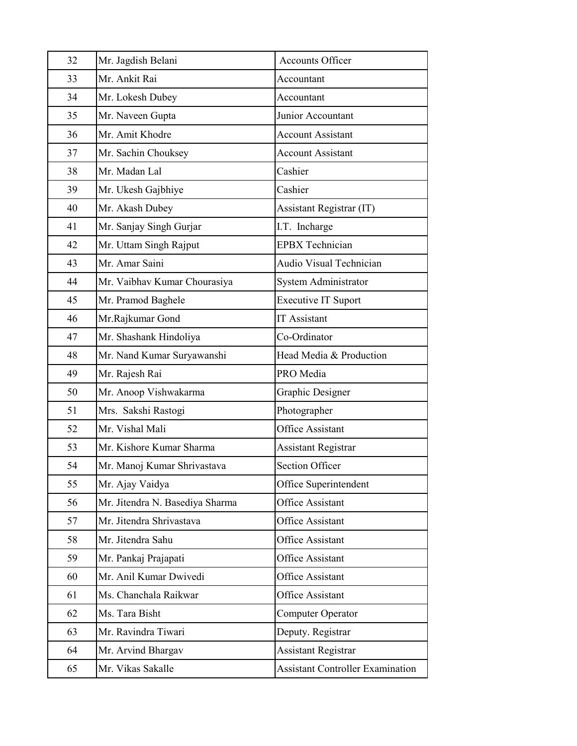| 32 | Mr. Jagdish Belani | Accounts Officer |
|---|---|---|
| 33 | Mr. Ankit Rai | Accountant |
| 34 | Mr. Lokesh Dubey | Accountant |
| 35 | Mr. Naveen Gupta | Junior Accountant |
| 36 | Mr. Amit Khodre | Account Assistant |
| 37 | Mr. Sachin Chouksey | Account Assistant |
| 38 | Mr. Madan Lal | Cashier |
| 39 | Mr. Ukesh Gajbhiye | Cashier |
| 40 | Mr. Akash Dubey | Assistant Registrar (IT) |
| 41 | Mr. Sanjay Singh Gurjar | I.T. Incharge |
| 42 | Mr. Uttam Singh Rajput | EPBX Technician |
| 43 | Mr. Amar Saini | Audio Visual Technician |
| 44 | Mr. Vaibhav Kumar Chourasiya | System Administrator |
| 45 | Mr. Pramod Baghele | Executive IT Suport |
| 46 | Mr.Rajkumar Gond | IT Assistant |
| 47 | Mr. Shashank Hindoliya | Co-Ordinator |
| 48 | Mr. Nand Kumar Suryawanshi | Head Media & Production |
| 49 | Mr. Rajesh Rai | PRO Media |
| 50 | Mr. Anoop Vishwakarma | Graphic Designer |
| 51 | Mrs. Sakshi Rastogi | Photographer |
| 52 | Mr. Vishal Mali | Office Assistant |
| 53 | Mr. Kishore Kumar Sharma | Assistant Registrar |
| 54 | Mr. Manoj Kumar Shrivastava | Section Officer |
| 55 | Mr. Ajay Vaidya | Office Superintendent |
| 56 | Mr. Jitendra N. Basediya Sharma | Office Assistant |
| 57 | Mr. Jitendra Shrivastava | Office Assistant |
| 58 | Mr. Jitendra Sahu | Office Assistant |
| 59 | Mr. Pankaj Prajapati | Office Assistant |
| 60 | Mr. Anil Kumar Dwivedi | Office Assistant |
| 61 | Ms. Chanchala Raikwar | Office Assistant |
| 62 | Ms. Tara Bisht | Computer Operator |
| 63 | Mr. Ravindra Tiwari | Deputy. Registrar |
| 64 | Mr. Arvind Bhargav | Assistant Registrar |
| 65 | Mr. Vikas Sakalle | Assistant Controller Examination |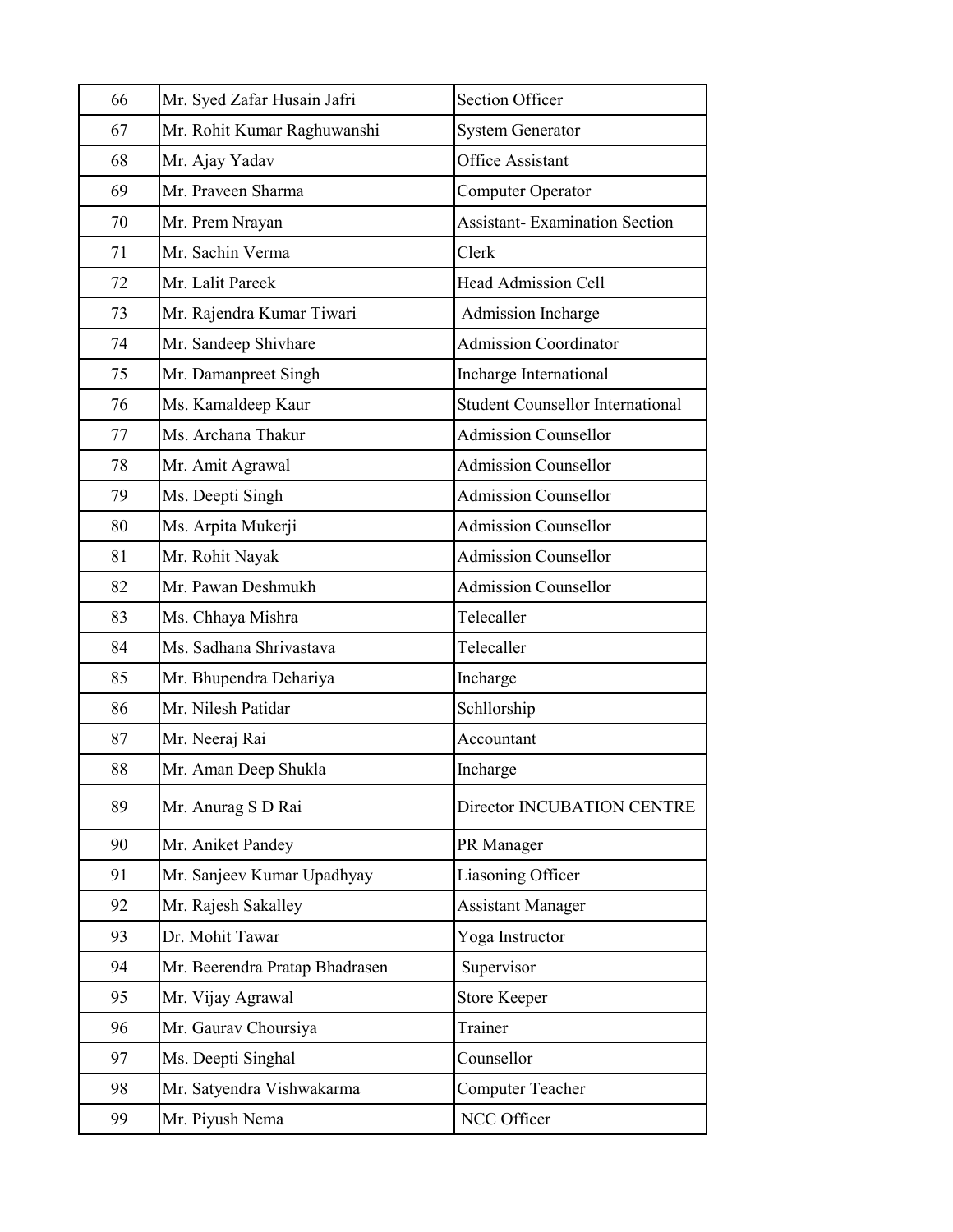| 66 | Mr. Syed Zafar Husain Jafri | Section Officer |
|---|---|---|
| 67 | Mr. Rohit Kumar Raghuwanshi | System Generator |
| 68 | Mr. Ajay Yadav | Office Assistant |
| 69 | Mr. Praveen Sharma | Computer Operator |
| 70 | Mr. Prem Nrayan | Assistant- Examination Section |
| 71 | Mr. Sachin Verma | Clerk |
| 72 | Mr. Lalit Pareek | Head Admission Cell |
| 73 | Mr. Rajendra Kumar Tiwari | Admission Incharge |
| 74 | Mr. Sandeep Shivhare | Admission Coordinator |
| 75 | Mr. Damanpreet Singh | Incharge International |
| 76 | Ms. Kamaldeep Kaur | Student Counsellor International |
| 77 | Ms. Archana Thakur | Admission Counsellor |
| 78 | Mr. Amit Agrawal | Admission Counsellor |
| 79 | Ms. Deepti Singh | Admission Counsellor |
| 80 | Ms. Arpita Mukerji | Admission Counsellor |
| 81 | Mr. Rohit Nayak | Admission Counsellor |
| 82 | Mr. Pawan Deshmukh | Admission Counsellor |
| 83 | Ms. Chhaya Mishra | Telecaller |
| 84 | Ms. Sadhana Shrivastava | Telecaller |
| 85 | Mr. Bhupendra Dehariya | Incharge |
| 86 | Mr. Nilesh Patidar | Schllorship |
| 87 | Mr. Neeraj Rai | Accountant |
| 88 | Mr. Aman Deep Shukla | Incharge |
| 89 | Mr. Anurag S D Rai | Director INCUBATION CENTRE |
| 90 | Mr. Aniket Pandey | PR Manager |
| 91 | Mr. Sanjeev Kumar Upadhyay | Liasoning Officer |
| 92 | Mr. Rajesh Sakalley | Assistant Manager |
| 93 | Dr. Mohit Tawar | Yoga Instructor |
| 94 | Mr. Beerendra Pratap Bhadrasen | Supervisor |
| 95 | Mr. Vijay Agrawal | Store Keeper |
| 96 | Mr. Gaurav Choursiya | Trainer |
| 97 | Ms. Deepti Singhal | Counsellor |
| 98 | Mr. Satyendra Vishwakarma | Computer Teacher |
| 99 | Mr. Piyush Nema | NCC Officer |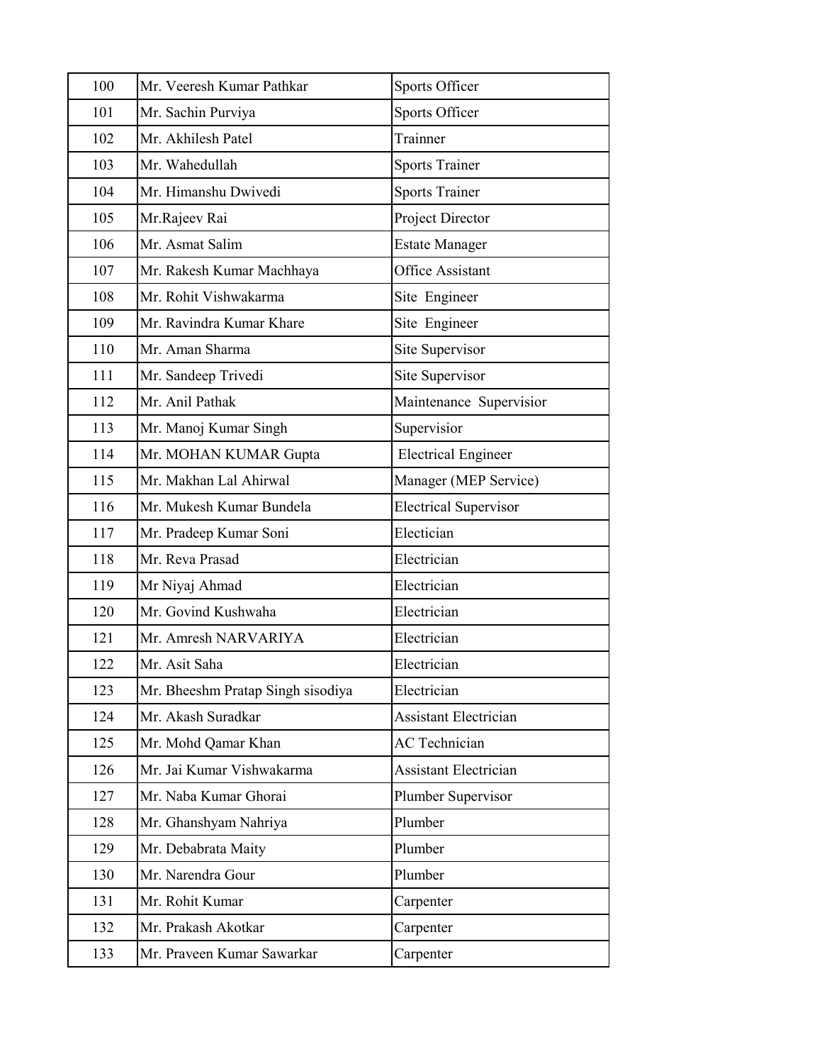| 100 | Mr. Veeresh Kumar Pathkar | Sports Officer |
|---|---|---|
| 101 | Mr. Sachin Purviya | Sports Officer |
| 102 | Mr. Akhilesh Patel | Trainner |
| 103 | Mr. Wahedullah | Sports Trainer |
| 104 | Mr. Himanshu Dwivedi | Sports Trainer |
| 105 | Mr.Rajeev Rai | Project Director |
| 106 | Mr. Asmat Salim | Estate Manager |
| 107 | Mr. Rakesh Kumar Machhaya | Office Assistant |
| 108 | Mr. Rohit Vishwakarma | Site  Engineer |
| 109 | Mr. Ravindra Kumar Khare | Site  Engineer |
| 110 | Mr. Aman Sharma | Site Supervisor |
| 111 | Mr. Sandeep Trivedi | Site Supervisor |
| 112 | Mr. Anil Pathak | Maintenance  Supervisior |
| 113 | Mr. Manoj Kumar Singh | Supervisior |
| 114 | Mr. MOHAN KUMAR Gupta | Electrical Engineer |
| 115 | Mr. Makhan Lal Ahirwal | Manager (MEP Service) |
| 116 | Mr. Mukesh Kumar Bundela | Electrical Supervisor |
| 117 | Mr. Pradeep Kumar Soni | Electician |
| 118 | Mr. Reva Prasad | Electrician |
| 119 | Mr Niyaj Ahmad | Electrician |
| 120 | Mr. Govind Kushwaha | Electrician |
| 121 | Mr. Amresh NARVARIYA | Electrician |
| 122 | Mr. Asit Saha | Electrician |
| 123 | Mr. Bheeshm Pratap Singh sisodiya | Electrician |
| 124 | Mr. Akash Suradkar | Assistant Electrician |
| 125 | Mr. Mohd Qamar Khan | AC Technician |
| 126 | Mr. Jai Kumar Vishwakarma | Assistant Electrician |
| 127 | Mr. Naba Kumar Ghorai | Plumber Supervisor |
| 128 | Mr. Ghanshyam Nahriya | Plumber |
| 129 | Mr. Debabrata Maity | Plumber |
| 130 | Mr. Narendra Gour | Plumber |
| 131 | Mr. Rohit Kumar | Carpenter |
| 132 | Mr. Prakash Akotkar | Carpenter |
| 133 | Mr. Praveen Kumar Sawarkar | Carpenter |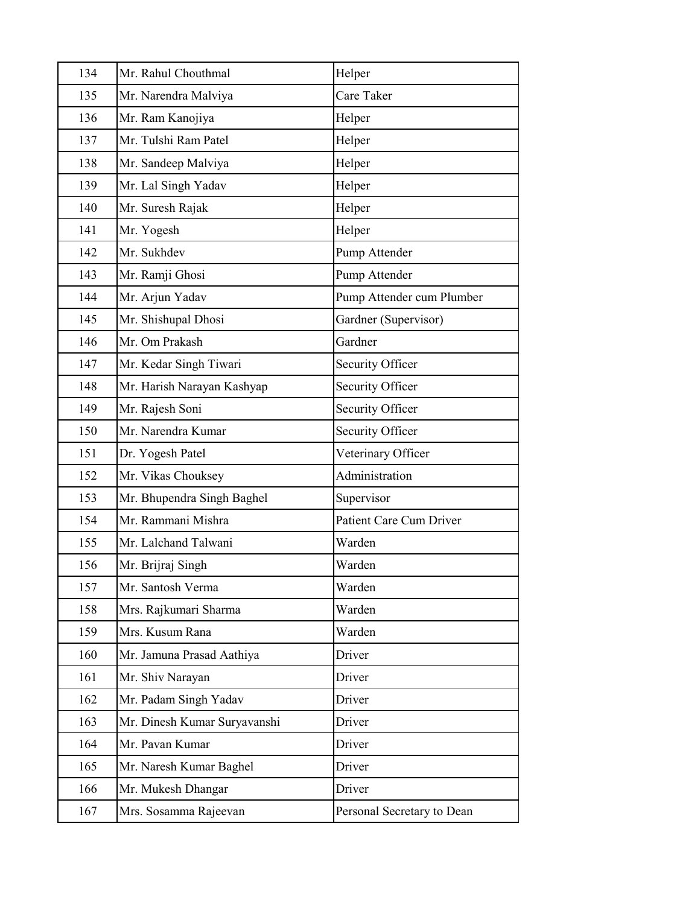| 134 | Mr. Rahul Chouthmal | Helper |
|---|---|---|
| 135 | Mr. Narendra Malviya | Care Taker |
| 136 | Mr. Ram Kanojiya | Helper |
| 137 | Mr. Tulshi Ram Patel | Helper |
| 138 | Mr. Sandeep Malviya | Helper |
| 139 | Mr. Lal Singh Yadav | Helper |
| 140 | Mr. Suresh Rajak | Helper |
| 141 | Mr. Yogesh | Helper |
| 142 | Mr. Sukhdev | Pump Attender |
| 143 | Mr. Ramji Ghosi | Pump Attender |
| 144 | Mr. Arjun Yadav | Pump Attender cum Plumber |
| 145 | Mr. Shishupal Dhosi | Gardner (Supervisor) |
| 146 | Mr. Om Prakash | Gardner |
| 147 | Mr. Kedar Singh Tiwari | Security Officer |
| 148 | Mr. Harish Narayan Kashyap | Security Officer |
| 149 | Mr. Rajesh Soni | Security Officer |
| 150 | Mr. Narendra Kumar | Security Officer |
| 151 | Dr. Yogesh Patel | Veterinary Officer |
| 152 | Mr. Vikas Chouksey | Administration |
| 153 | Mr. Bhupendra Singh Baghel | Supervisor |
| 154 | Mr. Rammani Mishra | Patient Care Cum Driver |
| 155 | Mr. Lalchand Talwani | Warden |
| 156 | Mr. Brijraj Singh | Warden |
| 157 | Mr. Santosh Verma | Warden |
| 158 | Mrs. Rajkumari Sharma | Warden |
| 159 | Mrs. Kusum Rana | Warden |
| 160 | Mr. Jamuna Prasad Aathiya | Driver |
| 161 | Mr. Shiv Narayan | Driver |
| 162 | Mr. Padam Singh Yadav | Driver |
| 163 | Mr. Dinesh Kumar Suryavanshi | Driver |
| 164 | Mr. Pavan Kumar | Driver |
| 165 | Mr. Naresh Kumar Baghel | Driver |
| 166 | Mr. Mukesh Dhangar | Driver |
| 167 | Mrs. Sosamma Rajeevan | Personal Secretary to Dean |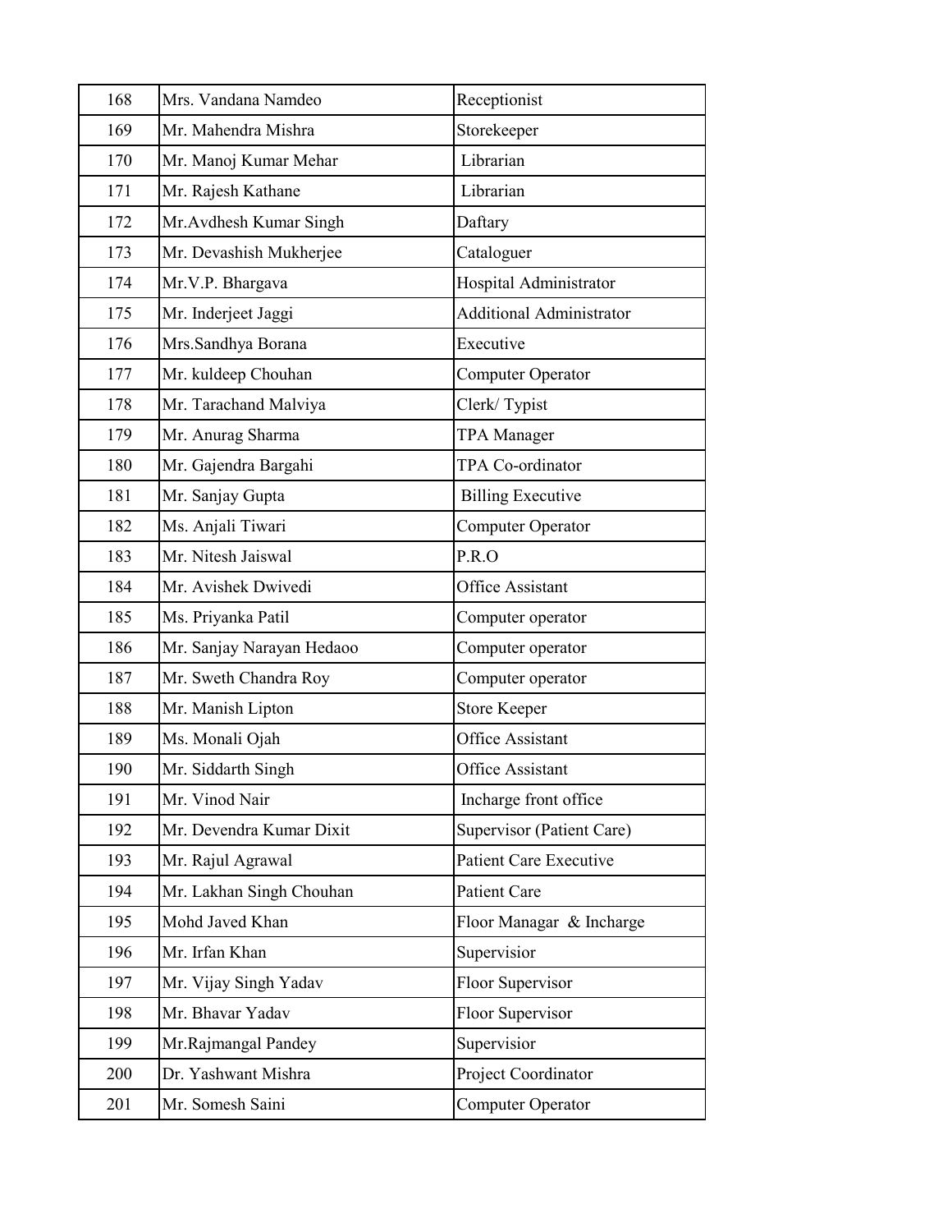| 168 | Mrs. Vandana Namdeo | Receptionist |
|---|---|---|
| 169 | Mr. Mahendra Mishra | Storekeeper |
| 170 | Mr. Manoj Kumar Mehar | Librarian |
| 171 | Mr. Rajesh Kathane | Librarian |
| 172 | Mr.Avdhesh Kumar Singh | Daftary |
| 173 | Mr. Devashish Mukherjee | Cataloguer |
| 174 | Mr.V.P. Bhargava | Hospital Administrator |
| 175 | Mr. Inderjeet Jaggi | Additional Administrator |
| 176 | Mrs.Sandhya Borana | Executive |
| 177 | Mr. kuldeep Chouhan | Computer Operator |
| 178 | Mr. Tarachand Malviya | Clerk/ Typist |
| 179 | Mr. Anurag Sharma | TPA Manager |
| 180 | Mr. Gajendra Bargahi | TPA Co-ordinator |
| 181 | Mr. Sanjay Gupta | Billing Executive |
| 182 | Ms. Anjali Tiwari | Computer Operator |
| 183 | Mr. Nitesh Jaiswal | P.R.O |
| 184 | Mr. Avishek Dwivedi | Office Assistant |
| 185 | Ms. Priyanka Patil | Computer operator |
| 186 | Mr. Sanjay Narayan Hedaoo | Computer operator |
| 187 | Mr. Sweth Chandra Roy | Computer operator |
| 188 | Mr. Manish Lipton | Store Keeper |
| 189 | Ms. Monali Ojah | Office Assistant |
| 190 | Mr. Siddarth Singh | Office Assistant |
| 191 | Mr. Vinod Nair | Incharge front office |
| 192 | Mr. Devendra Kumar Dixit | Supervisor (Patient Care) |
| 193 | Mr. Rajul Agrawal | Patient Care Executive |
| 194 | Mr. Lakhan Singh Chouhan | Patient Care |
| 195 | Mohd Javed Khan | Floor Managar & Incharge |
| 196 | Mr. Irfan Khan | Supervisior |
| 197 | Mr. Vijay Singh Yadav | Floor Supervisor |
| 198 | Mr. Bhavar Yadav | Floor Supervisor |
| 199 | Mr.Rajmangal Pandey | Supervisior |
| 200 | Dr. Yashwant Mishra | Project Coordinator |
| 201 | Mr. Somesh Saini | Computer Operator |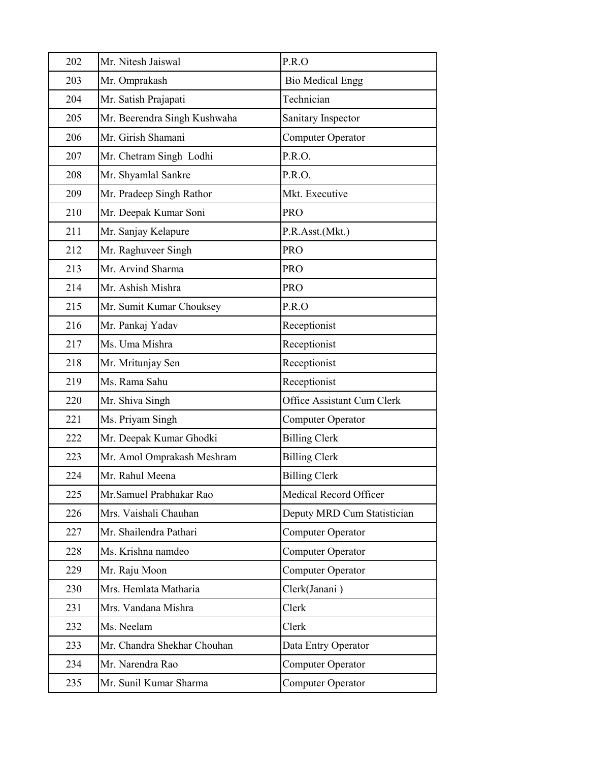| 202 | Mr. Nitesh Jaiswal | P.R.O |
|---|---|---|
| 203 | Mr. Omprakash | Bio Medical Engg |
| 204 | Mr. Satish Prajapati | Technician |
| 205 | Mr. Beerendra Singh Kushwaha | Sanitary Inspector |
| 206 | Mr. Girish Shamani | Computer Operator |
| 207 | Mr. Chetram Singh Lodhi | P.R.O. |
| 208 | Mr. Shyamlal Sankre | P.R.O. |
| 209 | Mr. Pradeep Singh Rathor | Mkt. Executive |
| 210 | Mr. Deepak Kumar Soni | PRO |
| 211 | Mr. Sanjay Kelapure | P.R.Asst.(Mkt.) |
| 212 | Mr. Raghuveer Singh | PRO |
| 213 | Mr. Arvind Sharma | PRO |
| 214 | Mr. Ashish Mishra | PRO |
| 215 | Mr. Sumit Kumar Chouksey | P.R.O |
| 216 | Mr. Pankaj Yadav | Receptionist |
| 217 | Ms. Uma Mishra | Receptionist |
| 218 | Mr. Mritunjay Sen | Receptionist |
| 219 | Ms. Rama Sahu | Receptionist |
| 220 | Mr. Shiva Singh | Office Assistant Cum Clerk |
| 221 | Ms. Priyam Singh | Computer Operator |
| 222 | Mr. Deepak Kumar Ghodki | Billing Clerk |
| 223 | Mr. Amol Omprakash Meshram | Billing Clerk |
| 224 | Mr. Rahul Meena | Billing Clerk |
| 225 | Mr.Samuel Prabhakar Rao | Medical Record Officer |
| 226 | Mrs. Vaishali Chauhan | Deputy MRD Cum Statistician |
| 227 | Mr. Shailendra Pathari | Computer Operator |
| 228 | Ms. Krishna namdeo | Computer Operator |
| 229 | Mr. Raju Moon | Computer Operator |
| 230 | Mrs. Hemlata Matharia | Clerk(Janani ) |
| 231 | Mrs. Vandana Mishra | Clerk |
| 232 | Ms. Neelam | Clerk |
| 233 | Mr. Chandra Shekhar Chouhan | Data Entry Operator |
| 234 | Mr. Narendra Rao | Computer Operator |
| 235 | Mr. Sunil Kumar Sharma | Computer Operator |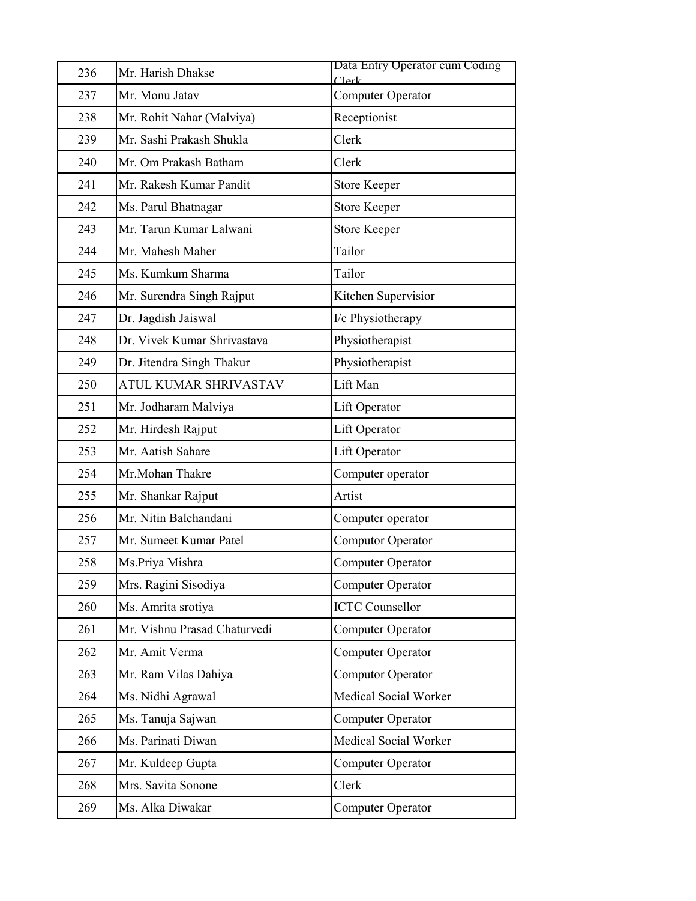| | | |
|---|---|---|
| 236 | Mr. Harish Dhakse | Data Entry Operator cum Coding Clerk |
| 237 | Mr. Monu Jatav | Computer Operator |
| 238 | Mr. Rohit Nahar (Malviya) | Receptionist |
| 239 | Mr. Sashi Prakash Shukla | Clerk |
| 240 | Mr. Om Prakash Batham | Clerk |
| 241 | Mr. Rakesh Kumar Pandit | Store Keeper |
| 242 | Ms. Parul Bhatnagar | Store Keeper |
| 243 | Mr. Tarun Kumar Lalwani | Store Keeper |
| 244 | Mr. Mahesh Maher | Tailor |
| 245 | Ms. Kumkum Sharma | Tailor |
| 246 | Mr. Surendra Singh Rajput | Kitchen Supervisior |
| 247 | Dr. Jagdish Jaiswal | I/c Physiotherapy |
| 248 | Dr. Vivek Kumar Shrivastava | Physiotherapist |
| 249 | Dr. Jitendra Singh Thakur | Physiotherapist |
| 250 | ATUL KUMAR SHRIVASTAV | Lift Man |
| 251 | Mr. Jodharam Malviya | Lift Operator |
| 252 | Mr. Hirdesh Rajput | Lift Operator |
| 253 | Mr. Aatish Sahare | Lift Operator |
| 254 | Mr.Mohan Thakre | Computer operator |
| 255 | Mr. Shankar Rajput | Artist |
| 256 | Mr. Nitin Balchandani | Computer operator |
| 257 | Mr. Sumeet Kumar Patel | Computor Operator |
| 258 | Ms.Priya Mishra | Computer Operator |
| 259 | Mrs. Ragini Sisodiya | Computer Operator |
| 260 | Ms. Amrita srotiya | ICTC Counsellor |
| 261 | Mr. Vishnu Prasad Chaturvedi | Computer Operator |
| 262 | Mr. Amit Verma | Computer Operator |
| 263 | Mr. Ram Vilas Dahiya | Computor Operator |
| 264 | Ms. Nidhi Agrawal | Medical Social Worker |
| 265 | Ms. Tanuja Sajwan | Computer Operator |
| 266 | Ms. Parinati Diwan | Medical Social Worker |
| 267 | Mr. Kuldeep Gupta | Computer Operator |
| 268 | Mrs. Savita Sonone | Clerk |
| 269 | Ms. Alka Diwakar | Computer Operator |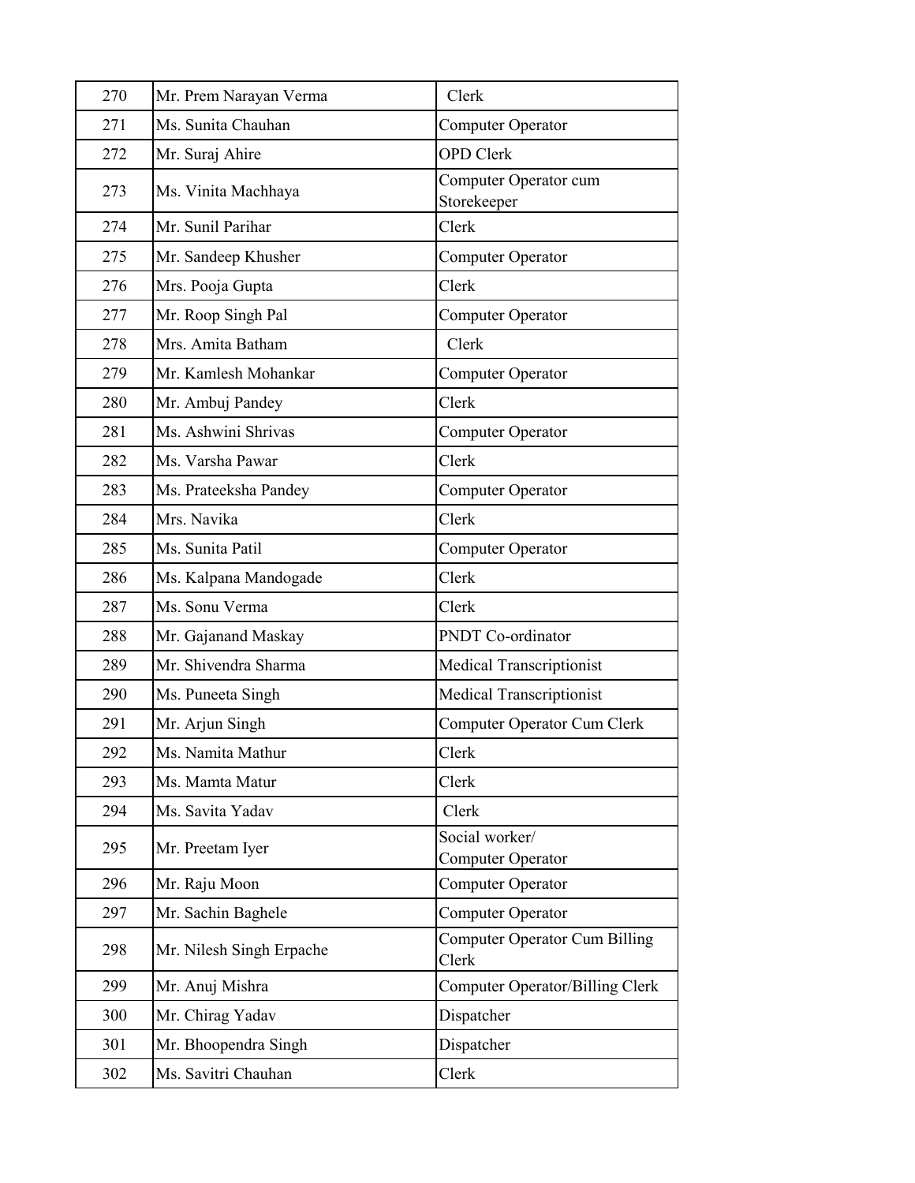| 270 | Mr. Prem Narayan Verma | Clerk |
|---|---|---|
| 271 | Ms. Sunita Chauhan | Computer Operator |
| 272 | Mr. Suraj Ahire | OPD Clerk |
| 273 | Ms. Vinita Machhaya | Computer Operator cum Storekeeper |
| 274 | Mr. Sunil Parihar | Clerk |
| 275 | Mr. Sandeep Khusher | Computer Operator |
| 276 | Mrs. Pooja Gupta | Clerk |
| 277 | Mr. Roop Singh Pal | Computer Operator |
| 278 | Mrs. Amita Batham | Clerk |
| 279 | Mr. Kamlesh Mohankar | Computer Operator |
| 280 | Mr. Ambuj Pandey | Clerk |
| 281 | Ms. Ashwini Shrivas | Computer Operator |
| 282 | Ms. Varsha Pawar | Clerk |
| 283 | Ms. Prateeksha Pandey | Computer Operator |
| 284 | Mrs. Navika | Clerk |
| 285 | Ms. Sunita Patil | Computer Operator |
| 286 | Ms. Kalpana Mandogade | Clerk |
| 287 | Ms. Sonu Verma | Clerk |
| 288 | Mr. Gajanand Maskay | PNDT Co-ordinator |
| 289 | Mr. Shivendra Sharma | Medical Transcriptionist |
| 290 | Ms. Puneeta Singh | Medical Transcriptionist |
| 291 | Mr. Arjun Singh | Computer Operator Cum Clerk |
| 292 | Ms. Namita Mathur | Clerk |
| 293 | Ms. Mamta Matur | Clerk |
| 294 | Ms. Savita Yadav | Clerk |
| 295 | Mr. Preetam Iyer | Social worker/ Computer Operator |
| 296 | Mr. Raju Moon | Computer Operator |
| 297 | Mr. Sachin Baghele | Computer Operator |
| 298 | Mr. Nilesh Singh Erpache | Computer Operator Cum Billing Clerk |
| 299 | Mr. Anuj Mishra | Computer Operator/Billing Clerk |
| 300 | Mr. Chirag Yadav | Dispatcher |
| 301 | Mr. Bhoopendra Singh | Dispatcher |
| 302 | Ms. Savitri Chauhan | Clerk |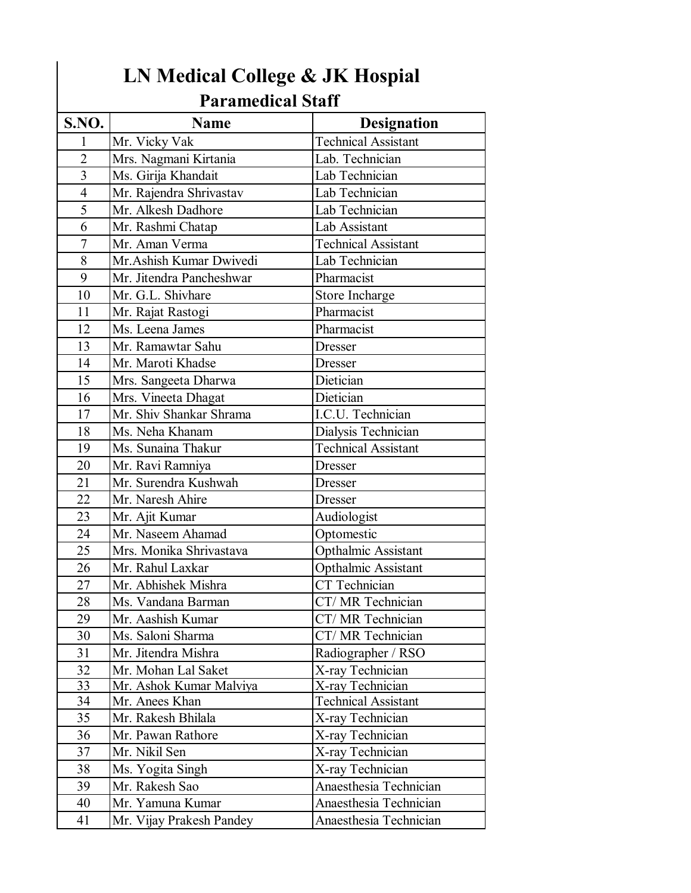# LN Medical College & JK Hospial

## Paramedical Staff

| S.NO. | Name | Designation |
|---|---|---|
| 1 | Mr. Vicky Vak | Technical Assistant |
| 2 | Mrs. Nagmani Kirtania | Lab. Technician |
| 3 | Ms. Girija Khandait | Lab Technician |
| 4 | Mr. Rajendra Shrivastav | Lab Technician |
| 5 | Mr. Alkesh Dadhore | Lab Technician |
| 6 | Mr. Rashmi Chatap | Lab Assistant |
| 7 | Mr. Aman Verma | Technical Assistant |
| 8 | Mr.Ashish Kumar Dwivedi | Lab Technician |
| 9 | Mr. Jitendra Pancheshwar | Pharmacist |
| 10 | Mr. G.L. Shivhare | Store Incharge |
| 11 | Mr. Rajat Rastogi | Pharmacist |
| 12 | Ms. Leena James | Pharmacist |
| 13 | Mr. Ramawtar Sahu | Dresser |
| 14 | Mr. Maroti Khadse | Dresser |
| 15 | Mrs. Sangeeta Dharwa | Dietician |
| 16 | Mrs. Vineeta Dhagat | Dietician |
| 17 | Mr. Shiv Shankar Shrama | I.C.U. Technician |
| 18 | Ms. Neha Khanam | Dialysis Technician |
| 19 | Ms. Sunaina Thakur | Technical Assistant |
| 20 | Mr. Ravi Ramniya | Dresser |
| 21 | Mr. Surendra Kushwah | Dresser |
| 22 | Mr. Naresh Ahire | Dresser |
| 23 | Mr. Ajit Kumar | Audiologist |
| 24 | Mr. Naseem Ahamad | Optomestic |
| 25 | Mrs. Monika Shrivastava | Opthalmic Assistant |
| 26 | Mr. Rahul Laxkar | Opthalmic Assistant |
| 27 | Mr. Abhishek Mishra | CT Technician |
| 28 | Ms. Vandana Barman | CT/ MR Technician |
| 29 | Mr. Aashish Kumar | CT/ MR Technician |
| 30 | Ms. Saloni Sharma | CT/ MR Technician |
| 31 | Mr. Jitendra Mishra | Radiographer / RSO |
| 32 | Mr. Mohan Lal Saket | X-ray Technician |
| 33 | Mr. Ashok Kumar Malviya | X-ray Technician |
| 34 | Mr. Anees Khan | Technical Assistant |
| 35 | Mr. Rakesh Bhilala | X-ray Technician |
| 36 | Mr. Pawan Rathore | X-ray Technician |
| 37 | Mr. Nikil Sen | X-ray Technician |
| 38 | Ms. Yogita Singh | X-ray Technician |
| 39 | Mr. Rakesh Sao | Anaesthesia Technician |
| 40 | Mr. Yamuna Kumar | Anaesthesia Technician |
| 41 | Mr. Vijay Prakesh Pandey | Anaesthesia Technician |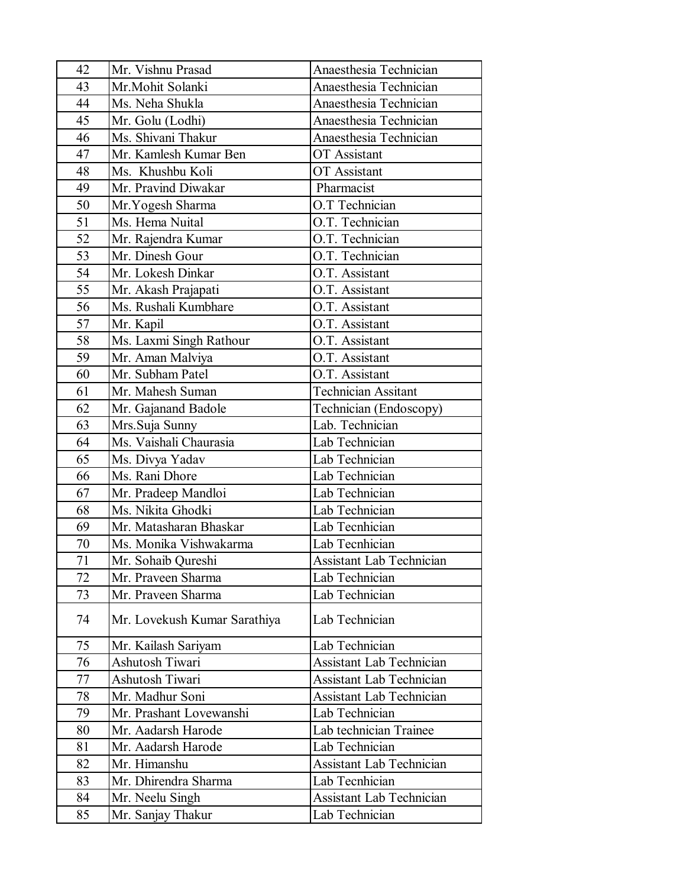| 42 | Mr. Vishnu Prasad | Anaesthesia Technician |
|---|---|---|
| 43 | Mr.Mohit Solanki | Anaesthesia Technician |
| 44 | Ms. Neha Shukla | Anaesthesia Technician |
| 45 | Mr. Golu (Lodhi) | Anaesthesia Technician |
| 46 | Ms. Shivani Thakur | Anaesthesia Technician |
| 47 | Mr. Kamlesh Kumar Ben | OT Assistant |
| 48 | Ms. Khushbu Koli | OT Assistant |
| 49 | Mr. Pravind Diwakar | Pharmacist |
| 50 | Mr.Yogesh Sharma | O.T Technician |
| 51 | Ms. Hema Nuital | O.T. Technician |
| 52 | Mr. Rajendra Kumar | O.T. Technician |
| 53 | Mr. Dinesh Gour | O.T. Technician |
| 54 | Mr. Lokesh Dinkar | O.T. Assistant |
| 55 | Mr. Akash Prajapati | O.T. Assistant |
| 56 | Ms. Rushali Kumbhare | O.T. Assistant |
| 57 | Mr. Kapil | O.T. Assistant |
| 58 | Ms. Laxmi Singh Rathour | O.T. Assistant |
| 59 | Mr. Aman Malviya | O.T. Assistant |
| 60 | Mr. Subham Patel | O.T. Assistant |
| 61 | Mr. Mahesh Suman | Technician Assitant |
| 62 | Mr. Gajanand Badole | Technician (Endoscopy) |
| 63 | Mrs.Suja Sunny | Lab. Technician |
| 64 | Ms. Vaishali Chaurasia | Lab Technician |
| 65 | Ms. Divya Yadav | Lab Technician |
| 66 | Ms. Rani Dhore | Lab Technician |
| 67 | Mr. Pradeep Mandloi | Lab Technician |
| 68 | Ms. Nikita Ghodki | Lab Technician |
| 69 | Mr. Matasharan Bhaskar | Lab Tecnhician |
| 70 | Ms. Monika Vishwakarma | Lab Tecnhician |
| 71 | Mr. Sohaib Qureshi | Assistant Lab Technician |
| 72 | Mr. Praveen Sharma | Lab Technician |
| 73 | Mr. Praveen Sharma | Lab Technician |
| 74 | Mr. Lovekush Kumar Sarathiya | Lab Technician |
| 75 | Mr. Kailash Sariyam | Lab Technician |
| 76 | Ashutosh Tiwari | Assistant Lab Technician |
| 77 | Ashutosh Tiwari | Assistant Lab Technician |
| 78 | Mr. Madhur Soni | Assistant Lab Technician |
| 79 | Mr. Prashant Lovewanshi | Lab Technician |
| 80 | Mr. Aadarsh Harode | Lab technician Trainee |
| 81 | Mr. Aadarsh Harode | Lab Technician |
| 82 | Mr. Himanshu | Assistant Lab Technician |
| 83 | Mr. Dhirendra Sharma | Lab Tecnhician |
| 84 | Mr. Neelu Singh | Assistant Lab Technician |
| 85 | Mr. Sanjay Thakur | Lab Technician |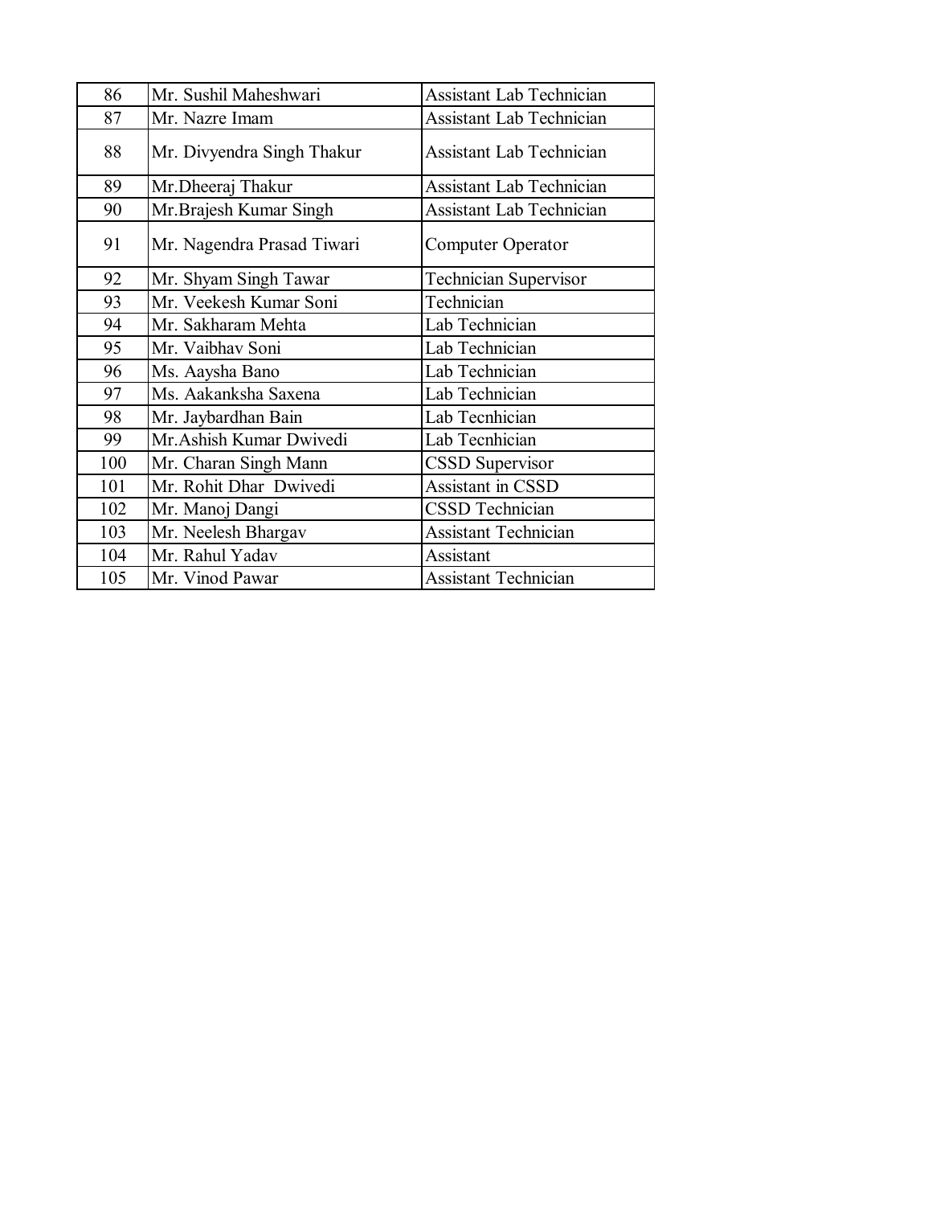| | | |
|---|---|---|
| 86 | Mr. Sushil Maheshwari | Assistant Lab Technician |
| 87 | Mr. Nazre Imam | Assistant Lab Technician |
| 88 | Mr. Divyendra Singh Thakur | Assistant Lab Technician |
| 89 | Mr.Dheeraj Thakur | Assistant Lab Technician |
| 90 | Mr.Brajesh Kumar Singh | Assistant Lab Technician |
| 91 | Mr. Nagendra Prasad Tiwari | Computer Operator |
| 92 | Mr. Shyam Singh Tawar | Technician Supervisor |
| 93 | Mr. Veekesh Kumar Soni | Technician |
| 94 | Mr. Sakharam Mehta | Lab Technician |
| 95 | Mr. Vaibhav Soni | Lab Technician |
| 96 | Ms. Aaysha Bano | Lab Technician |
| 97 | Ms. Aakanksha Saxena | Lab Technician |
| 98 | Mr. Jaybardhan Bain | Lab Tecnhician |
| 99 | Mr.Ashish Kumar Dwivedi | Lab Tecnhician |
| 100 | Mr. Charan Singh Mann | CSSD Supervisor |
| 101 | Mr. Rohit Dhar Dwivedi | Assistant in CSSD |
| 102 | Mr. Manoj Dangi | CSSD Technician |
| 103 | Mr. Neelesh Bhargav | Assistant Technician |
| 104 | Mr. Rahul Yadav | Assistant |
| 105 | Mr. Vinod Pawar | Assistant Technician |